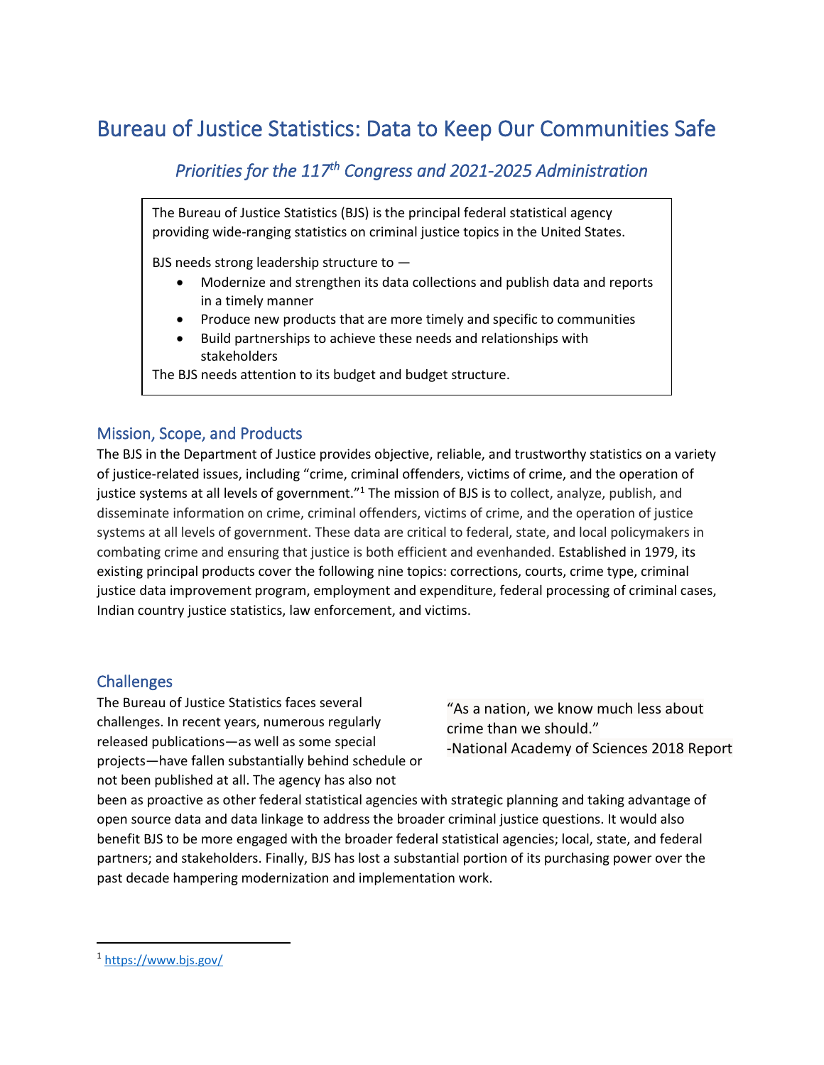# Bureau of Justice Statistics: Data to Keep Our Communities Safe

## *Priorities for the 117th Congress and 2021-2025 Administration*

The Bureau of Justice Statistics (BJS) is the principal federal statistical agency providing wide-ranging statistics on criminal justice topics in the United States.

BJS needs strong leadership structure to —

- Modernize and strengthen its data collections and publish data and reports in a timely manner
- Produce new products that are more timely and specific to communities
- Build partnerships to achieve these needs and relationships with stakeholders

The BJS needs attention to its budget and budget structure.

### Mission, Scope, and Products

The BJS in the Department of Justice provides objective, reliable, and trustworthy statistics on a variety of justice-related issues, including "crime, criminal offenders, victims of crime, and the operation of justice systems at all levels of government."[1] The mission of BJS is to collect, analyze, publish, and disseminate information on crime, criminal offenders, victims of crime, and the operation of justice systems at all levels of government. These data are critical to federal, state, and local policymakers in combating crime and ensuring that justice is both efficient and evenhanded. Established in 1979, its existing principal products cover the following nine topics: corrections, courts, crime type, criminal justice data improvement program, employment and expenditure, federal processing of criminal cases, Indian country justice statistics, law enforcement, and victims.

### Challenges

The Bureau of Justice Statistics faces several challenges. In recent years, numerous regularly released publications—as well as some special projects—have fallen substantially behind schedule or not been published at all. The agency has also not been as proactive as other federal statistical agencies with strategic planning and taking advantage of open source data and data linkage to address the broader criminal justice questions. It would also benefit BJS to be more engaged with the broader federal statistical agencies; local, state, and federal partners; and stakeholders. Finally, BJS has lost a substantial portion of its purchasing power over the past decade hampering modernization and implementation work.

> "As a nation, we know much less about crime than we should."
> -National Academy of Sciences 2018 Report

[1] https://www.bjs.gov/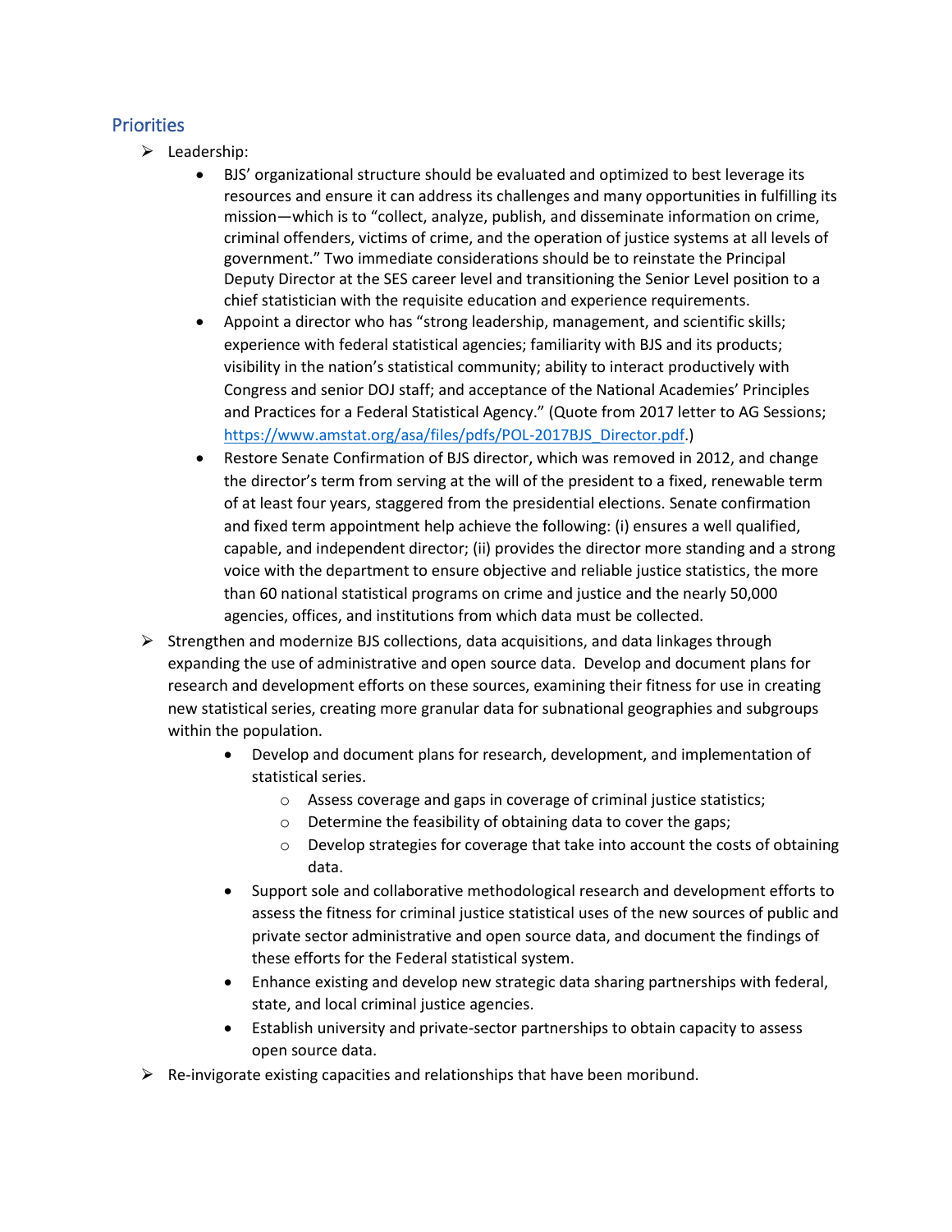## Priorities

- Leadership:
  - BJS' organizational structure should be evaluated and optimized to best leverage its resources and ensure it can address its challenges and many opportunities in fulfilling its mission—which is to "collect, analyze, publish, and disseminate information on crime, criminal offenders, victims of crime, and the operation of justice systems at all levels of government." Two immediate considerations should be to reinstate the Principal Deputy Director at the SES career level and transitioning the Senior Level position to a chief statistician with the requisite education and experience requirements.
  - Appoint a director who has "strong leadership, management, and scientific skills; experience with federal statistical agencies; familiarity with BJS and its products; visibility in the nation's statistical community; ability to interact productively with Congress and senior DOJ staff; and acceptance of the National Academies' Principles and Practices for a Federal Statistical Agency." (Quote from 2017 letter to AG Sessions; [https://www.amstat.org/asa/files/pdfs/POL-2017BJS_Director.pdf](https://www.amstat.org/asa/files/pdfs/POL-2017BJS_Director.pdf).)
  - Restore Senate Confirmation of BJS director, which was removed in 2012, and change the director's term from serving at the will of the president to a fixed, renewable term of at least four years, staggered from the presidential elections. Senate confirmation and fixed term appointment help achieve the following: (i) ensures a well qualified, capable, and independent director; (ii) provides the director more standing and a strong voice with the department to ensure objective and reliable justice statistics, the more than 60 national statistical programs on crime and justice and the nearly 50,000 agencies, offices, and institutions from which data must be collected.
- Strengthen and modernize BJS collections, data acquisitions, and data linkages through expanding the use of administrative and open source data. Develop and document plans for research and development efforts on these sources, examining their fitness for use in creating new statistical series, creating more granular data for subnational geographies and subgroups within the population.
  - Develop and document plans for research, development, and implementation of statistical series.
    - Assess coverage and gaps in coverage of criminal justice statistics;
    - Determine the feasibility of obtaining data to cover the gaps;
    - Develop strategies for coverage that take into account the costs of obtaining data.
  - Support sole and collaborative methodological research and development efforts to assess the fitness for criminal justice statistical uses of the new sources of public and private sector administrative and open source data, and document the findings of these efforts for the Federal statistical system.
  - Enhance existing and develop new strategic data sharing partnerships with federal, state, and local criminal justice agencies.
  - Establish university and private-sector partnerships to obtain capacity to assess open source data.
- Re-invigorate existing capacities and relationships that have been moribund.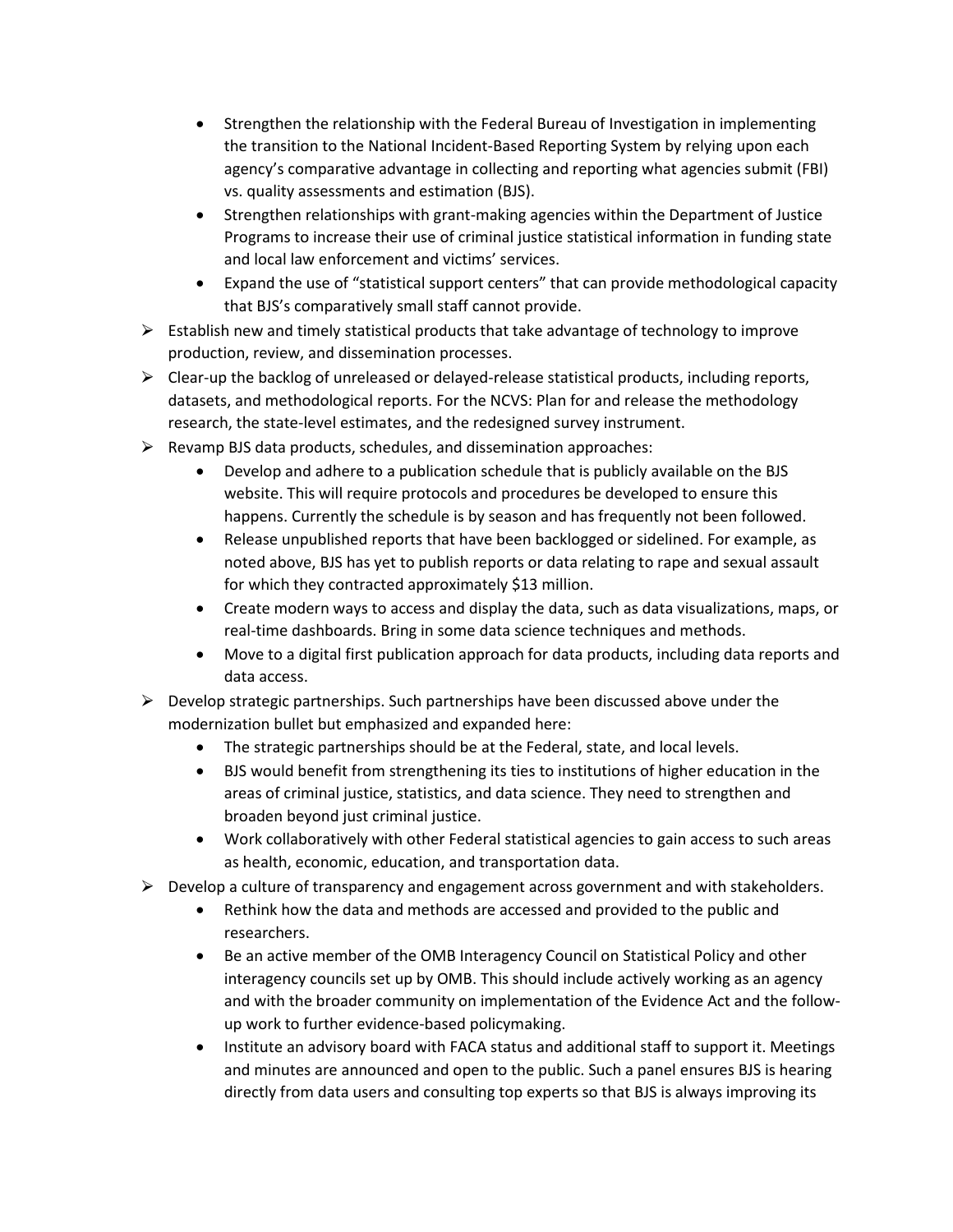- Strengthen the relationship with the Federal Bureau of Investigation in implementing the transition to the National Incident-Based Reporting System by relying upon each agency's comparative advantage in collecting and reporting what agencies submit (FBI) vs. quality assessments and estimation (BJS).
   - Strengthen relationships with grant-making agencies within the Department of Justice Programs to increase their use of criminal justice statistical information in funding state and local law enforcement and victims' services.
   - Expand the use of "statistical support centers" that can provide methodological capacity that BJS's comparatively small staff cannot provide.
- Establish new and timely statistical products that take advantage of technology to improve production, review, and dissemination processes.
- Clear-up the backlog of unreleased or delayed-release statistical products, including reports, datasets, and methodological reports. For the NCVS: Plan for and release the methodology research, the state-level estimates, and the redesigned survey instrument.
- Revamp BJS data products, schedules, and dissemination approaches:
   - Develop and adhere to a publication schedule that is publicly available on the BJS website. This will require protocols and procedures be developed to ensure this happens. Currently the schedule is by season and has frequently not been followed.
   - Release unpublished reports that have been backlogged or sidelined. For example, as noted above, BJS has yet to publish reports or data relating to rape and sexual assault for which they contracted approximately $13 million.
   - Create modern ways to access and display the data, such as data visualizations, maps, or real-time dashboards. Bring in some data science techniques and methods.
   - Move to a digital first publication approach for data products, including data reports and data access.
- Develop strategic partnerships. Such partnerships have been discussed above under the modernization bullet but emphasized and expanded here:
   - The strategic partnerships should be at the Federal, state, and local levels.
   - BJS would benefit from strengthening its ties to institutions of higher education in the areas of criminal justice, statistics, and data science. They need to strengthen and broaden beyond just criminal justice.
   - Work collaboratively with other Federal statistical agencies to gain access to such areas as health, economic, education, and transportation data.
- Develop a culture of transparency and engagement across government and with stakeholders.
   - Rethink how the data and methods are accessed and provided to the public and researchers.
   - Be an active member of the OMB Interagency Council on Statistical Policy and other interagency councils set up by OMB. This should include actively working as an agency and with the broader community on implementation of the Evidence Act and the follow-up work to further evidence-based policymaking.
   - Institute an advisory board with FACA status and additional staff to support it. Meetings and minutes are announced and open to the public. Such a panel ensures BJS is hearing directly from data users and consulting top experts so that BJS is always improving its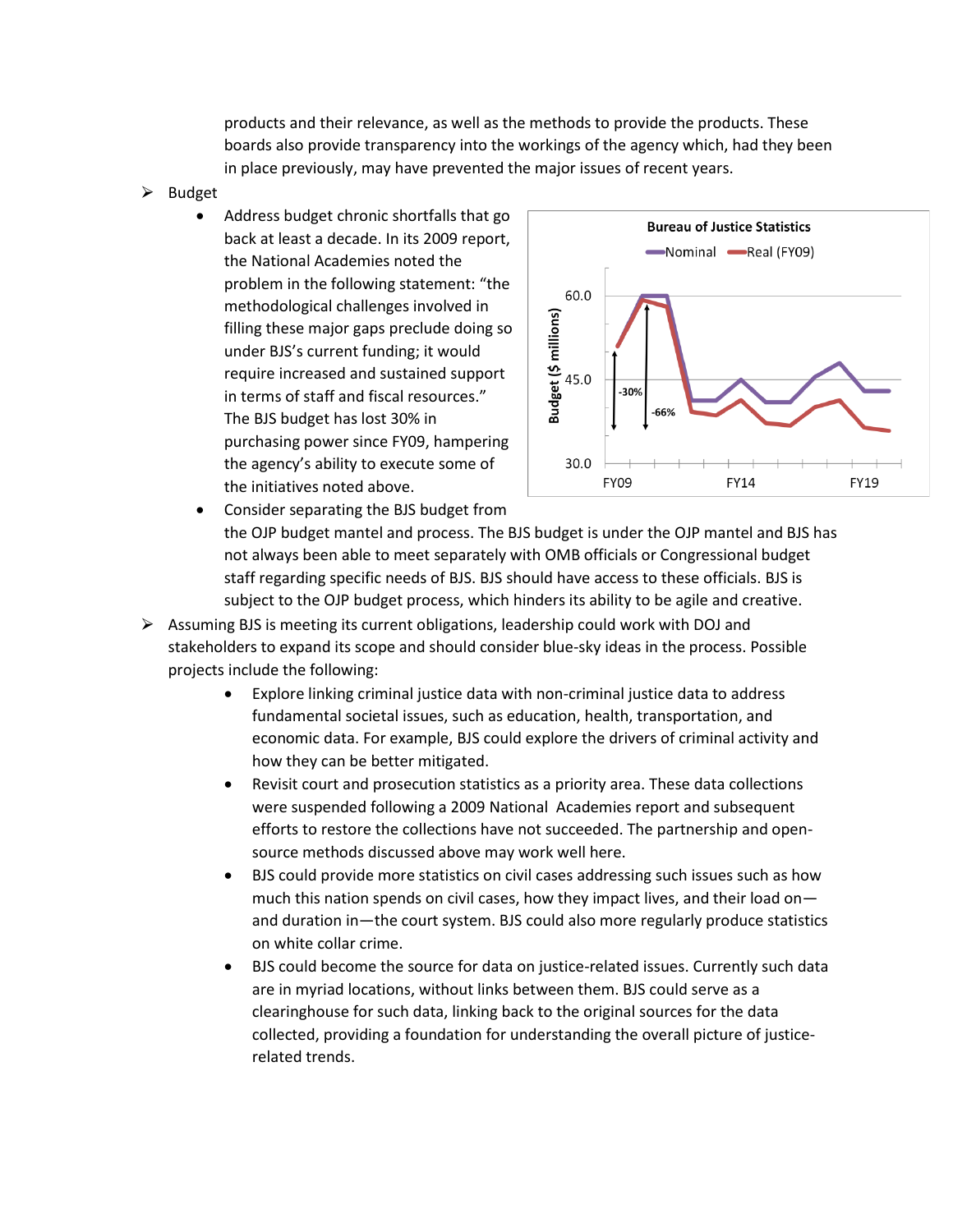products and their relevance, as well as the methods to provide the products. These boards also provide transparency into the workings of the agency which, had they been in place previously, may have prevented the major issues of recent years.

- Budget
  - Address budget chronic shortfalls that go back at least a decade. In its 2009 report, the National Academies noted the problem in the following statement: "the methodological challenges involved in filling these major gaps preclude doing so under BJS's current funding; it would require increased and sustained support in terms of staff and fiscal resources." The BJS budget has lost 30% in purchasing power since FY09, hampering the agency's ability to execute some of the initiatives noted above.

Bureau of Justice Statistics

Nominal

Real (FY09)

Budget ($ millions)

60.0

45.0

30.0

-30%

-66%

FY09

FY14

FY19

  - Consider separating the BJS budget from the OJP budget mantel and process. The BJS budget is under the OJP mantel and BJS has not always been able to meet separately with OMB officials or Congressional budget staff regarding specific needs of BJS. BJS should have access to these officials. BJS is subject to the OJP budget process, which hinders its ability to be agile and creative.
- Assuming BJS is meeting its current obligations, leadership could work with DOJ and stakeholders to expand its scope and should consider blue-sky ideas in the process. Possible projects include the following:
  - Explore linking criminal justice data with non-criminal justice data to address fundamental societal issues, such as education, health, transportation, and economic data. For example, BJS could explore the drivers of criminal activity and how they can be better mitigated.
  - Revisit court and prosecution statistics as a priority area. These data collections were suspended following a 2009 National Academies report and subsequent efforts to restore the collections have not succeeded. The partnership and open-source methods discussed above may work well here.
  - BJS could provide more statistics on civil cases addressing such issues such as how much this nation spends on civil cases, how they impact lives, and their load on—and duration in—the court system. BJS could also more regularly produce statistics on white collar crime.
  - BJS could become the source for data on justice-related issues. Currently such data are in myriad locations, without links between them. BJS could serve as a clearinghouse for such data, linking back to the original sources for the data collected, providing a foundation for understanding the overall picture of justice-related trends.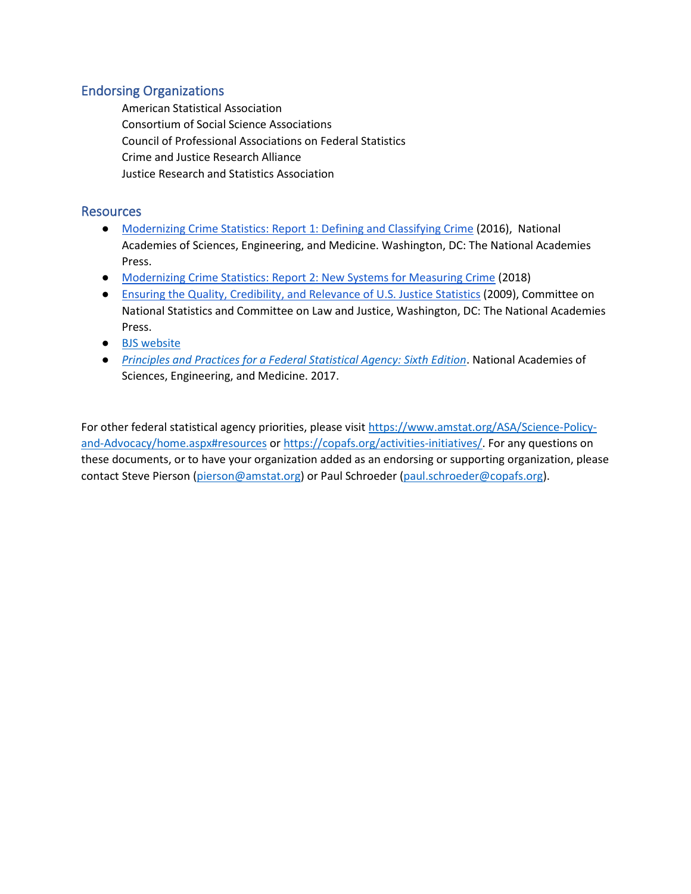## Endorsing Organizations

American Statistical Association
Consortium of Social Science Associations
Council of Professional Associations on Federal Statistics
Crime and Justice Research Alliance
Justice Research and Statistics Association

## Resources

- Modernizing Crime Statistics: Report 1: Defining and Classifying Crime (2016), National Academies of Sciences, Engineering, and Medicine. Washington, DC: The National Academies Press.
- Modernizing Crime Statistics: Report 2: New Systems for Measuring Crime (2018)
- Ensuring the Quality, Credibility, and Relevance of U.S. Justice Statistics (2009), Committee on National Statistics and Committee on Law and Justice, Washington, DC: The National Academies Press.
- BJS website
- *Principles and Practices for a Federal Statistical Agency: Sixth Edition*. National Academies of Sciences, Engineering, and Medicine. 2017.

For other federal statistical agency priorities, please visit https://www.amstat.org/ASA/Science-Policy-and-Advocacy/home.aspx#resources or https://copafs.org/activities-initiatives/. For any questions on these documents, or to have your organization added as an endorsing or supporting organization, please contact Steve Pierson (pierson@amstat.org) or Paul Schroeder (paul.schroeder@copafs.org).